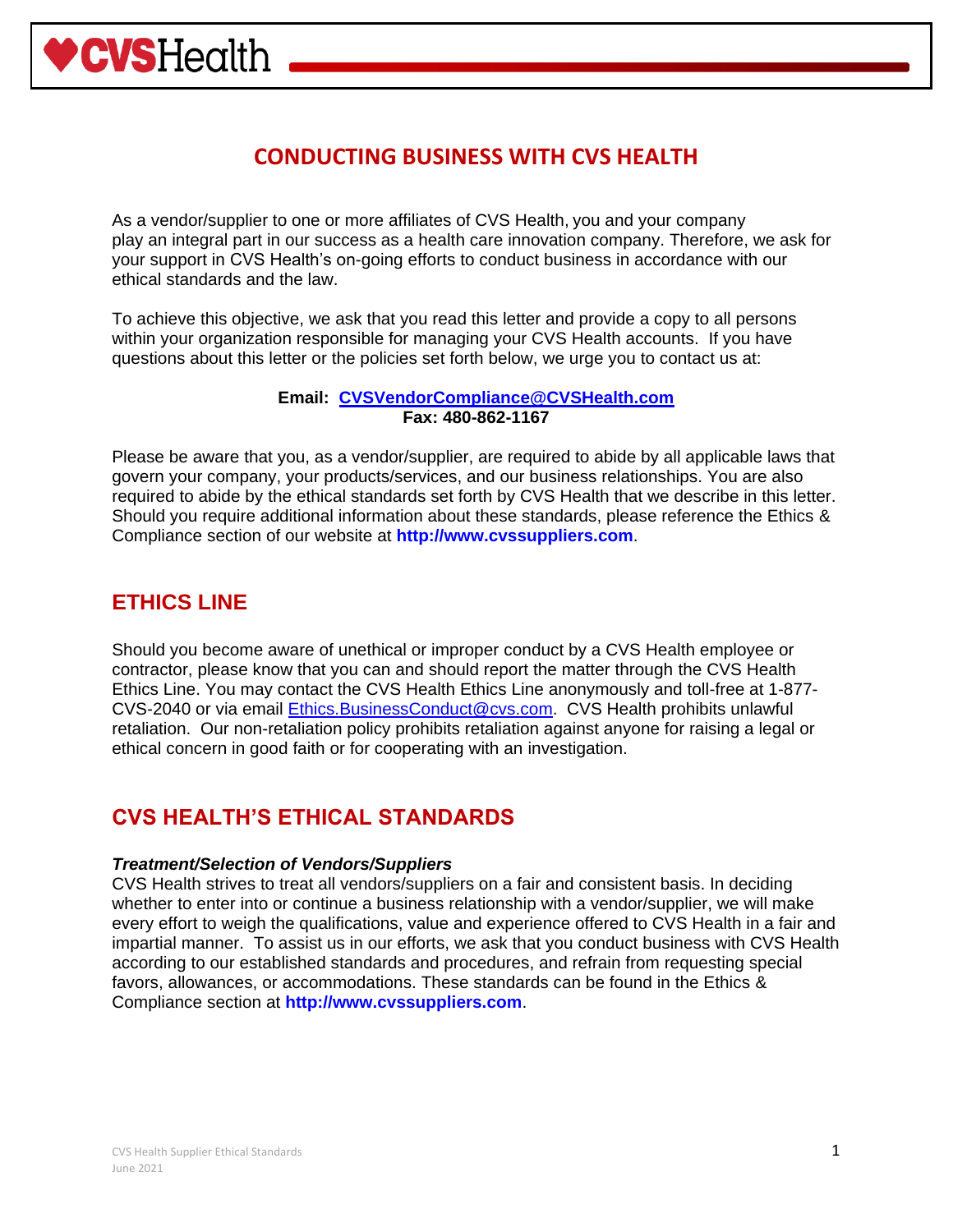# CONDUCTING BUSINESS WITH CVS HEALTH

As a vendor/supplier to one or more affiliates of CVS Health, you and your company play an integral part in our success as a health care innovation company. Therefore, we ask for your support in CVS Health's on-going efforts to conduct business in accordance with our ethical standards and the law.

To achieve this objective, we ask that you read this letter and provide a copy to all persons within your organization responsible for managing your CVS Health accounts. If you have questions about this letter or the policies set forth below, we urge you to contact us at:

**Email: CVSVendorCompliance@CVSHealth.com**
**Fax: 480-862-1167**

Please be aware that you, as a vendor/supplier, are required to abide by all applicable laws that govern your company, your products/services, and our business relationships. You are also required to abide by the ethical standards set forth by CVS Health that we describe in this letter. Should you require additional information about these standards, please reference the Ethics & Compliance section of our website at **http://www.cvssuppliers.com**.

## ETHICS LINE

Should you become aware of unethical or improper conduct by a CVS Health employee or contractor, please know that you can and should report the matter through the CVS Health Ethics Line. You may contact the CVS Health Ethics Line anonymously and toll-free at 1-877-CVS-2040 or via email Ethics.BusinessConduct@cvs.com. CVS Health prohibits unlawful retaliation. Our non-retaliation policy prohibits retaliation against anyone for raising a legal or ethical concern in good faith or for cooperating with an investigation.

## CVS HEALTH'S ETHICAL STANDARDS

***Treatment/Selection of Vendors/Suppliers***

CVS Health strives to treat all vendors/suppliers on a fair and consistent basis. In deciding whether to enter into or continue a business relationship with a vendor/supplier, we will make every effort to weigh the qualifications, value and experience offered to CVS Health in a fair and impartial manner. To assist us in our efforts, we ask that you conduct business with CVS Health according to our established standards and procedures, and refrain from requesting special favors, allowances, or accommodations. These standards can be found in the Ethics & Compliance section at **http://www.cvssuppliers.com**.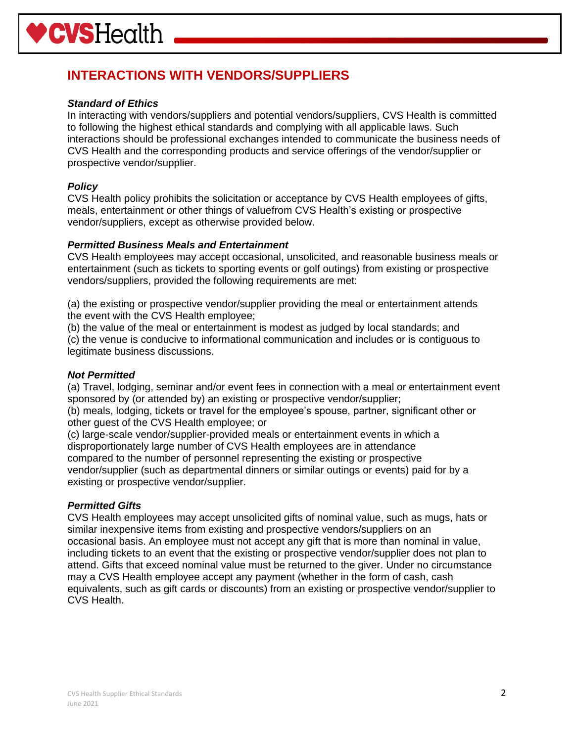## INTERACTIONS WITH VENDORS/SUPPLIERS

***Standard of Ethics***

In interacting with vendors/suppliers and potential vendors/suppliers, CVS Health is committed to following the highest ethical standards and complying with all applicable laws. Such interactions should be professional exchanges intended to communicate the business needs of CVS Health and the corresponding products and service offerings of the vendor/supplier or prospective vendor/supplier.

***Policy***

CVS Health policy prohibits the solicitation or acceptance by CVS Health employees of gifts, meals, entertainment or other things of valuefrom CVS Health's existing or prospective vendor/suppliers, except as otherwise provided below.

***Permitted Business Meals and Entertainment***

CVS Health employees may accept occasional, unsolicited, and reasonable business meals or entertainment (such as tickets to sporting events or golf outings) from existing or prospective vendors/suppliers, provided the following requirements are met:

(a) the existing or prospective vendor/supplier providing the meal or entertainment attends the event with the CVS Health employee;
(b) the value of the meal or entertainment is modest as judged by local standards; and
(c) the venue is conducive to informational communication and includes or is contiguous to legitimate business discussions.

***Not Permitted***

(a) Travel, lodging, seminar and/or event fees in connection with a meal or entertainment event sponsored by (or attended by) an existing or prospective vendor/supplier;
(b) meals, lodging, tickets or travel for the employee's spouse, partner, significant other or other guest of the CVS Health employee; or
(c) large-scale vendor/supplier-provided meals or entertainment events in which a disproportionately large number of CVS Health employees are in attendance compared to the number of personnel representing the existing or prospective vendor/supplier (such as departmental dinners or similar outings or events) paid for by a existing or prospective vendor/supplier.

***Permitted Gifts***

CVS Health employees may accept unsolicited gifts of nominal value, such as mugs, hats or similar inexpensive items from existing and prospective vendors/suppliers on an occasional basis. An employee must not accept any gift that is more than nominal in value, including tickets to an event that the existing or prospective vendor/supplier does not plan to attend. Gifts that exceed nominal value must be returned to the giver. Under no circumstance may a CVS Health employee accept any payment (whether in the form of cash, cash equivalents, such as gift cards or discounts) from an existing or prospective vendor/supplier to CVS Health.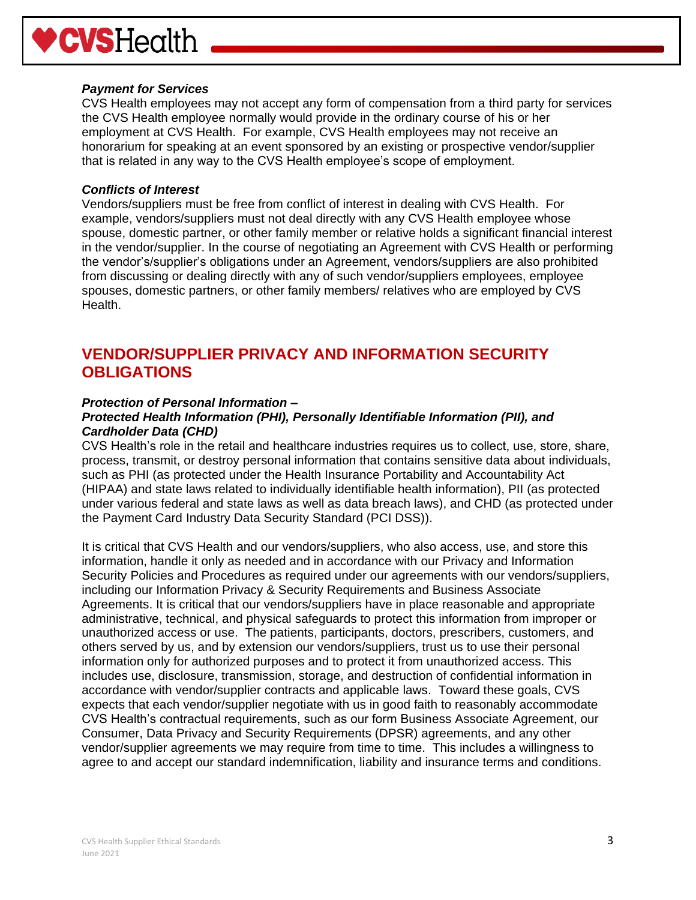***Payment for Services***

CVS Health employees may not accept any form of compensation from a third party for services the CVS Health employee normally would provide in the ordinary course of his or her employment at CVS Health. For example, CVS Health employees may not receive an honorarium for speaking at an event sponsored by an existing or prospective vendor/supplier that is related in any way to the CVS Health employee's scope of employment.

***Conflicts of Interest***

Vendors/suppliers must be free from conflict of interest in dealing with CVS Health. For example, vendors/suppliers must not deal directly with any CVS Health employee whose spouse, domestic partner, or other family member or relative holds a significant financial interest in the vendor/supplier. In the course of negotiating an Agreement with CVS Health or performing the vendor's/supplier's obligations under an Agreement, vendors/suppliers are also prohibited from discussing or dealing directly with any of such vendor/suppliers employees, employee spouses, domestic partners, or other family members/ relatives who are employed by CVS Health.

## VENDOR/SUPPLIER PRIVACY AND INFORMATION SECURITY OBLIGATIONS

***Protection of Personal Information –***
***Protected Health Information (PHI), Personally Identifiable Information (PII), and Cardholder Data (CHD)***

CVS Health's role in the retail and healthcare industries requires us to collect, use, store, share, process, transmit, or destroy personal information that contains sensitive data about individuals, such as PHI (as protected under the Health Insurance Portability and Accountability Act (HIPAA) and state laws related to individually identifiable health information), PII (as protected under various federal and state laws as well as data breach laws), and CHD (as protected under the Payment Card Industry Data Security Standard (PCI DSS)).

It is critical that CVS Health and our vendors/suppliers, who also access, use, and store this information, handle it only as needed and in accordance with our Privacy and Information Security Policies and Procedures as required under our agreements with our vendors/suppliers, including our Information Privacy & Security Requirements and Business Associate Agreements. It is critical that our vendors/suppliers have in place reasonable and appropriate administrative, technical, and physical safeguards to protect this information from improper or unauthorized access or use. The patients, participants, doctors, prescribers, customers, and others served by us, and by extension our vendors/suppliers, trust us to use their personal information only for authorized purposes and to protect it from unauthorized access. This includes use, disclosure, transmission, storage, and destruction of confidential information in accordance with vendor/supplier contracts and applicable laws. Toward these goals, CVS expects that each vendor/supplier negotiate with us in good faith to reasonably accommodate CVS Health's contractual requirements, such as our form Business Associate Agreement, our Consumer, Data Privacy and Security Requirements (DPSR) agreements, and any other vendor/supplier agreements we may require from time to time. This includes a willingness to agree to and accept our standard indemnification, liability and insurance terms and conditions.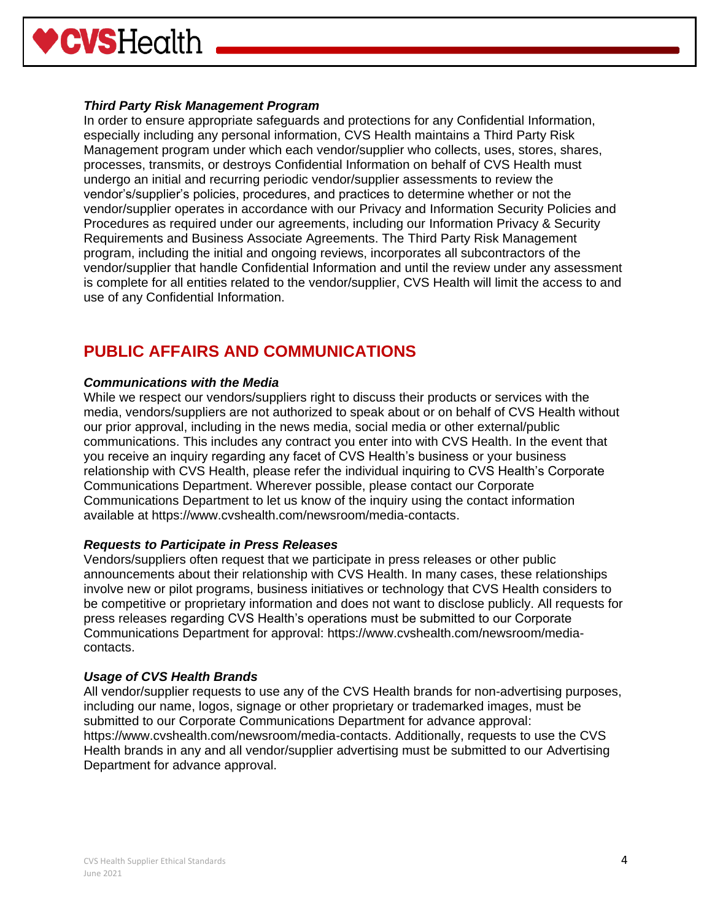### *Third Party Risk Management Program*

In order to ensure appropriate safeguards and protections for any Confidential Information, especially including any personal information, CVS Health maintains a Third Party Risk Management program under which each vendor/supplier who collects, uses, stores, shares, processes, transmits, or destroys Confidential Information on behalf of CVS Health must undergo an initial and recurring periodic vendor/supplier assessments to review the vendor's/supplier's policies, procedures, and practices to determine whether or not the vendor/supplier operates in accordance with our Privacy and Information Security Policies and Procedures as required under our agreements, including our Information Privacy & Security Requirements and Business Associate Agreements. The Third Party Risk Management program, including the initial and ongoing reviews, incorporates all subcontractors of the vendor/supplier that handle Confidential Information and until the review under any assessment is complete for all entities related to the vendor/supplier, CVS Health will limit the access to and use of any Confidential Information.

## PUBLIC AFFAIRS AND COMMUNICATIONS

### *Communications with the Media*

While we respect our vendors/suppliers right to discuss their products or services with the media, vendors/suppliers are not authorized to speak about or on behalf of CVS Health without our prior approval, including in the news media, social media or other external/public communications. This includes any contract you enter into with CVS Health. In the event that you receive an inquiry regarding any facet of CVS Health's business or your business relationship with CVS Health, please refer the individual inquiring to CVS Health's Corporate Communications Department. Wherever possible, please contact our Corporate Communications Department to let us know of the inquiry using the contact information available at https://www.cvshealth.com/newsroom/media-contacts.

### *Requests to Participate in Press Releases*

Vendors/suppliers often request that we participate in press releases or other public announcements about their relationship with CVS Health. In many cases, these relationships involve new or pilot programs, business initiatives or technology that CVS Health considers to be competitive or proprietary information and does not want to disclose publicly. All requests for press releases regarding CVS Health's operations must be submitted to our Corporate Communications Department for approval: https://www.cvshealth.com/newsroom/media-contacts.

### *Usage of CVS Health Brands*

All vendor/supplier requests to use any of the CVS Health brands for non-advertising purposes, including our name, logos, signage or other proprietary or trademarked images, must be submitted to our Corporate Communications Department for advance approval: https://www.cvshealth.com/newsroom/media-contacts. Additionally, requests to use the CVS Health brands in any and all vendor/supplier advertising must be submitted to our Advertising Department for advance approval.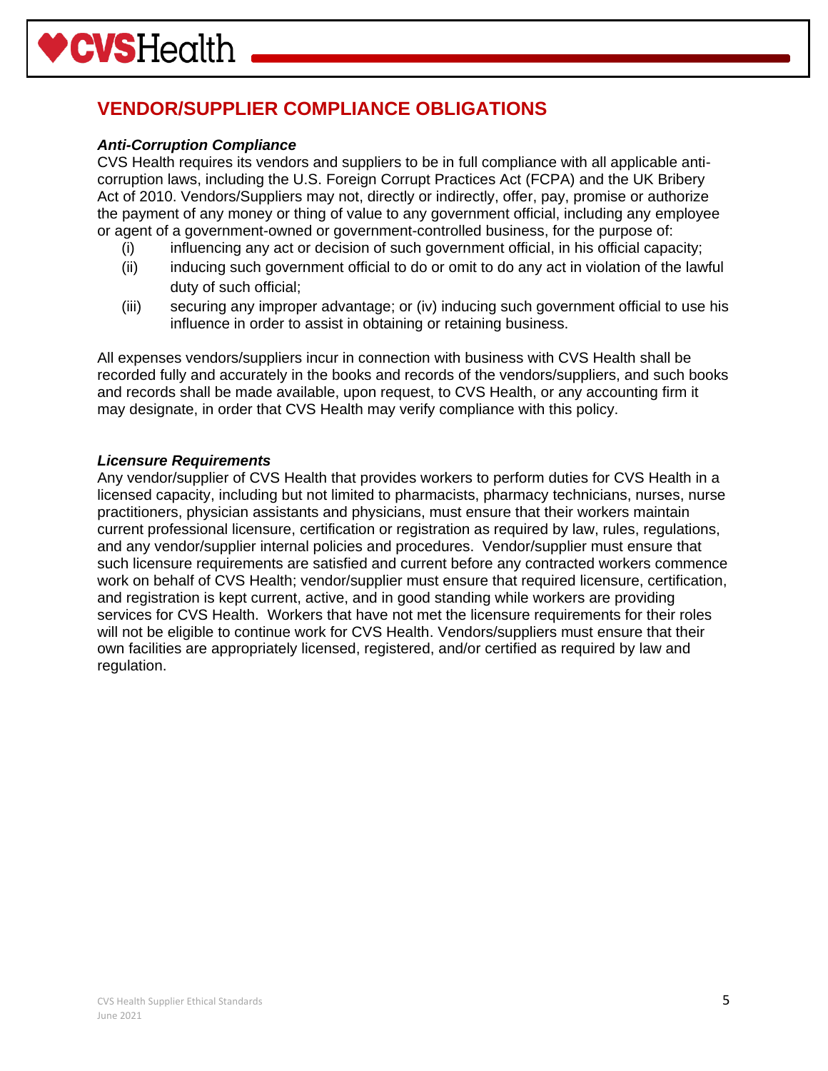## VENDOR/SUPPLIER COMPLIANCE OBLIGATIONS

***Anti-Corruption Compliance***

CVS Health requires its vendors and suppliers to be in full compliance with all applicable anti-corruption laws, including the U.S. Foreign Corrupt Practices Act (FCPA) and the UK Bribery Act of 2010. Vendors/Suppliers may not, directly or indirectly, offer, pay, promise or authorize the payment of any money or thing of value to any government official, including any employee or agent of a government-owned or government-controlled business, for the purpose of:

- (i) influencing any act or decision of such government official, in his official capacity;
- (ii) inducing such government official to do or omit to do any act in violation of the lawful duty of such official;
- (iii) securing any improper advantage; or (iv) inducing such government official to use his influence in order to assist in obtaining or retaining business.

All expenses vendors/suppliers incur in connection with business with CVS Health shall be recorded fully and accurately in the books and records of the vendors/suppliers, and such books and records shall be made available, upon request, to CVS Health, or any accounting firm it may designate, in order that CVS Health may verify compliance with this policy.

***Licensure Requirements***

Any vendor/supplier of CVS Health that provides workers to perform duties for CVS Health in a licensed capacity, including but not limited to pharmacists, pharmacy technicians, nurses, nurse practitioners, physician assistants and physicians, must ensure that their workers maintain current professional licensure, certification or registration as required by law, rules, regulations, and any vendor/supplier internal policies and procedures. Vendor/supplier must ensure that such licensure requirements are satisfied and current before any contracted workers commence work on behalf of CVS Health; vendor/supplier must ensure that required licensure, certification, and registration is kept current, active, and in good standing while workers are providing services for CVS Health. Workers that have not met the licensure requirements for their roles will not be eligible to continue work for CVS Health. Vendors/suppliers must ensure that their own facilities are appropriately licensed, registered, and/or certified as required by law and regulation.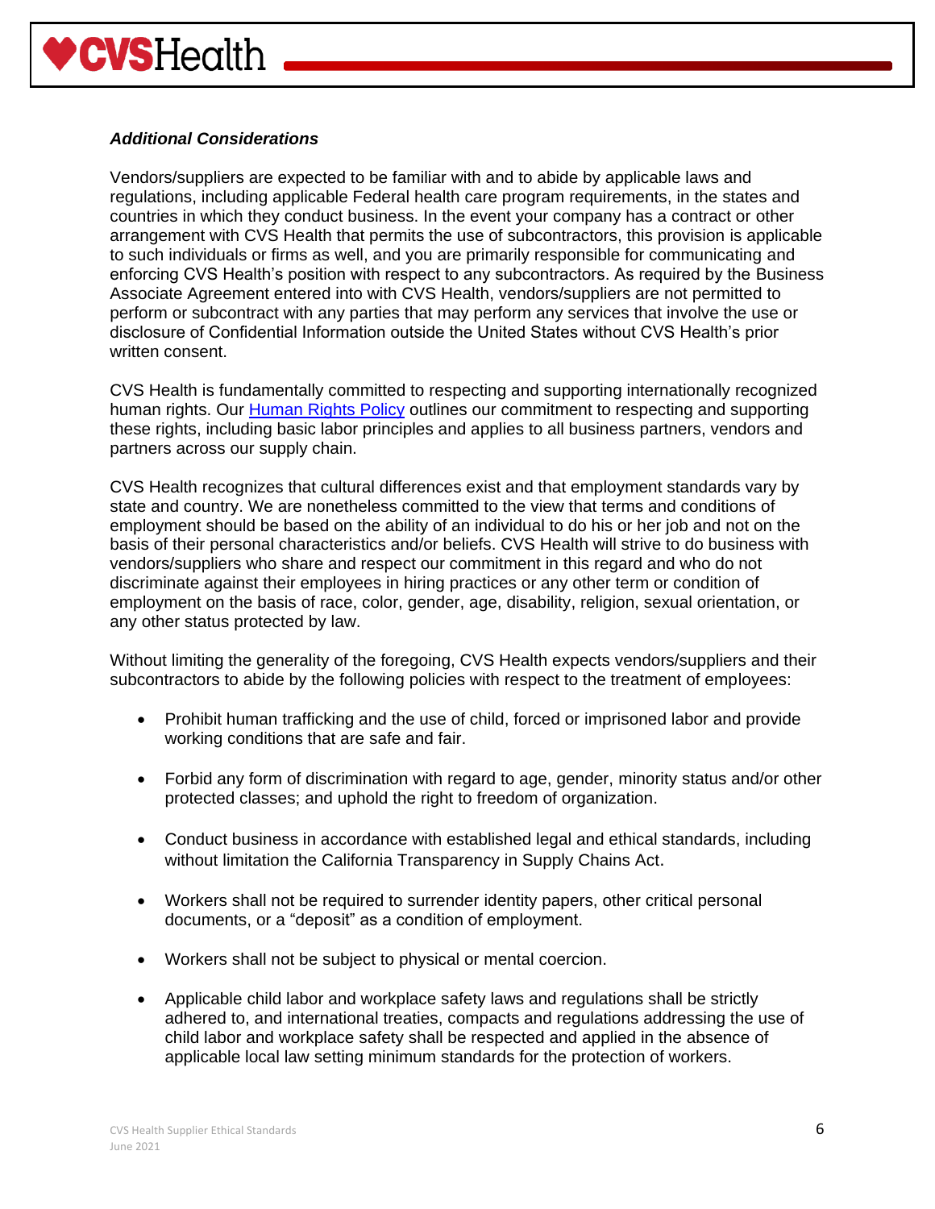***Additional Considerations***

Vendors/suppliers are expected to be familiar with and to abide by applicable laws and regulations, including applicable Federal health care program requirements, in the states and countries in which they conduct business. In the event your company has a contract or other arrangement with CVS Health that permits the use of subcontractors, this provision is applicable to such individuals or firms as well, and you are primarily responsible for communicating and enforcing CVS Health's position with respect to any subcontractors. As required by the Business Associate Agreement entered into with CVS Health, vendors/suppliers are not permitted to perform or subcontract with any parties that may perform any services that involve the use or disclosure of Confidential Information outside the United States without CVS Health's prior written consent.

CVS Health is fundamentally committed to respecting and supporting internationally recognized human rights. Our Human Rights Policy outlines our commitment to respecting and supporting these rights, including basic labor principles and applies to all business partners, vendors and partners across our supply chain.

CVS Health recognizes that cultural differences exist and that employment standards vary by state and country. We are nonetheless committed to the view that terms and conditions of employment should be based on the ability of an individual to do his or her job and not on the basis of their personal characteristics and/or beliefs. CVS Health will strive to do business with vendors/suppliers who share and respect our commitment in this regard and who do not discriminate against their employees in hiring practices or any other term or condition of employment on the basis of race, color, gender, age, disability, religion, sexual orientation, or any other status protected by law.

Without limiting the generality of the foregoing, CVS Health expects vendors/suppliers and their subcontractors to abide by the following policies with respect to the treatment of employees:

- Prohibit human trafficking and the use of child, forced or imprisoned labor and provide working conditions that are safe and fair.
- Forbid any form of discrimination with regard to age, gender, minority status and/or other protected classes; and uphold the right to freedom of organization.
- Conduct business in accordance with established legal and ethical standards, including without limitation the California Transparency in Supply Chains Act.
- Workers shall not be required to surrender identity papers, other critical personal documents, or a "deposit" as a condition of employment.
- Workers shall not be subject to physical or mental coercion.
- Applicable child labor and workplace safety laws and regulations shall be strictly adhered to, and international treaties, compacts and regulations addressing the use of child labor and workplace safety shall be respected and applied in the absence of applicable local law setting minimum standards for the protection of workers.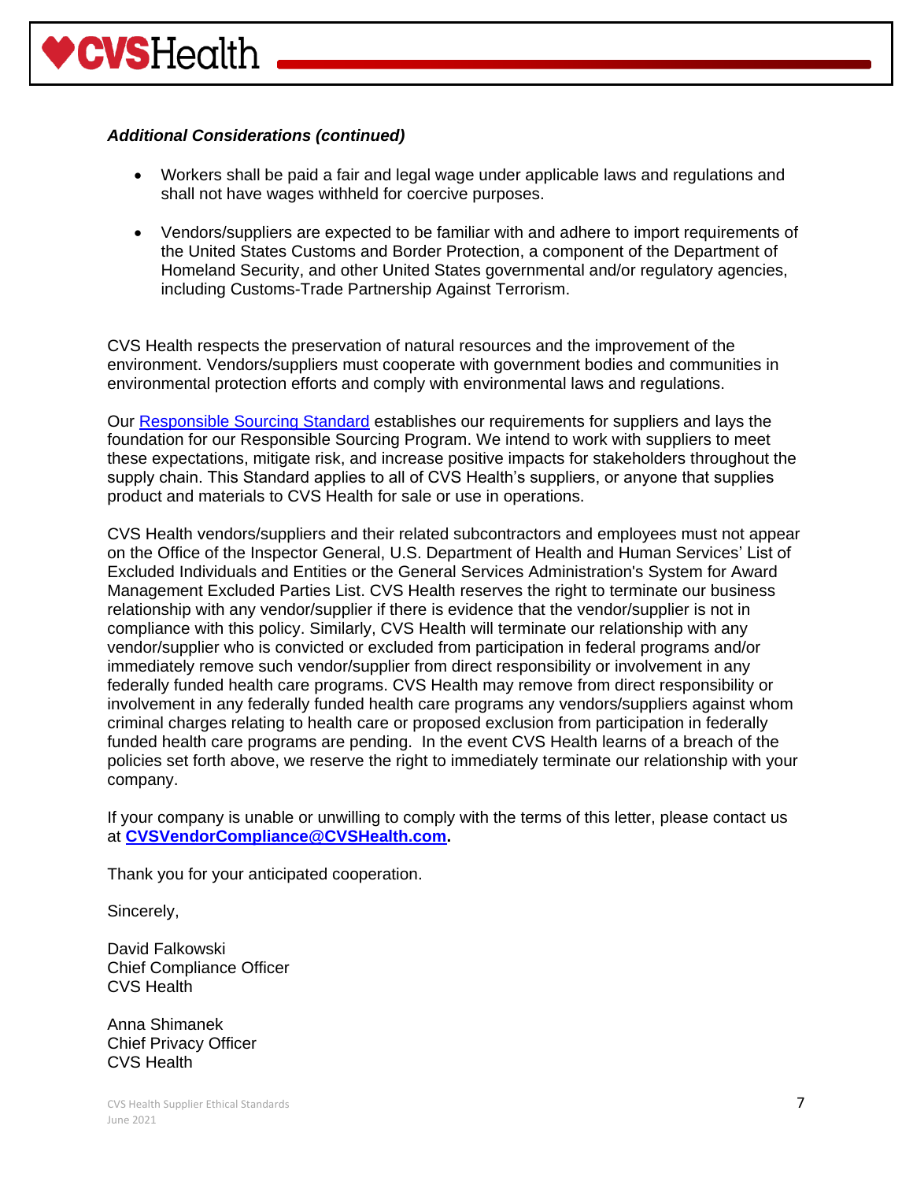***Additional Considerations (continued)***

- Workers shall be paid a fair and legal wage under applicable laws and regulations and shall not have wages withheld for coercive purposes.
- Vendors/suppliers are expected to be familiar with and adhere to import requirements of the United States Customs and Border Protection, a component of the Department of Homeland Security, and other United States governmental and/or regulatory agencies, including Customs-Trade Partnership Against Terrorism.

CVS Health respects the preservation of natural resources and the improvement of the environment. Vendors/suppliers must cooperate with government bodies and communities in environmental protection efforts and comply with environmental laws and regulations.

Our Responsible Sourcing Standard establishes our requirements for suppliers and lays the foundation for our Responsible Sourcing Program. We intend to work with suppliers to meet these expectations, mitigate risk, and increase positive impacts for stakeholders throughout the supply chain. This Standard applies to all of CVS Health's suppliers, or anyone that supplies product and materials to CVS Health for sale or use in operations.

CVS Health vendors/suppliers and their related subcontractors and employees must not appear on the Office of the Inspector General, U.S. Department of Health and Human Services' List of Excluded Individuals and Entities or the General Services Administration's System for Award Management Excluded Parties List. CVS Health reserves the right to terminate our business relationship with any vendor/supplier if there is evidence that the vendor/supplier is not in compliance with this policy. Similarly, CVS Health will terminate our relationship with any vendor/supplier who is convicted or excluded from participation in federal programs and/or immediately remove such vendor/supplier from direct responsibility or involvement in any federally funded health care programs. CVS Health may remove from direct responsibility or involvement in any federally funded health care programs any vendors/suppliers against whom criminal charges relating to health care or proposed exclusion from participation in federally funded health care programs are pending. In the event CVS Health learns of a breach of the policies set forth above, we reserve the right to immediately terminate our relationship with your company.

If your company is unable or unwilling to comply with the terms of this letter, please contact us at **CVSVendorCompliance@CVSHealth.com.**

Thank you for your anticipated cooperation.

Sincerely,

David Falkowski
Chief Compliance Officer
CVS Health

Anna Shimanek
Chief Privacy Officer
CVS Health